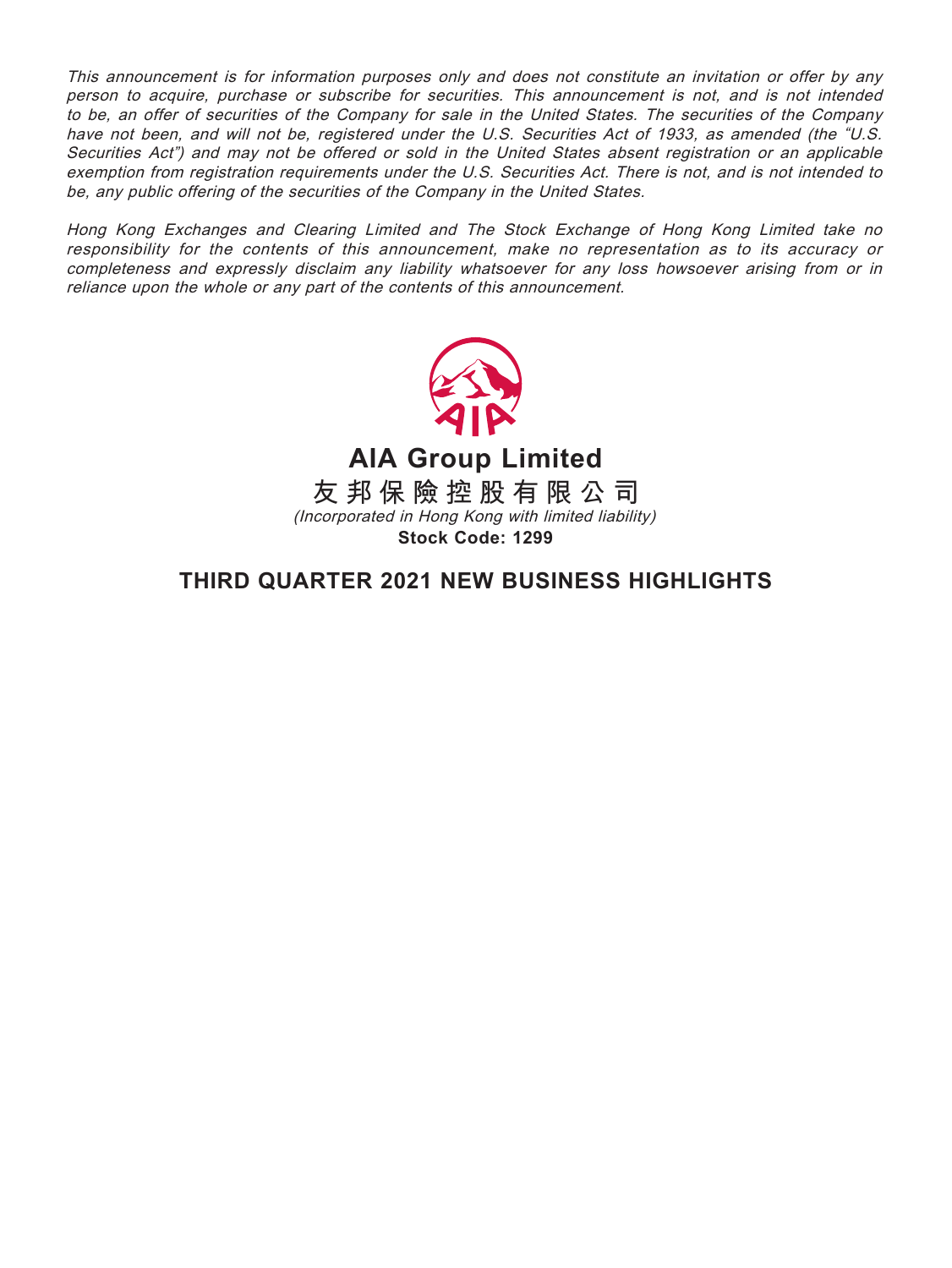*This announcement is for information purposes only and does not constitute an invitation or offer by any person to acquire, purchase or subscribe for securities. This announcement is not, and is not intended to be, an offer of securities of the Company for sale in the United States. The securities of the Company have not been, and will not be, registered under the U.S. Securities Act of 1933, as amended (the "U.S. Securities Act") and may not be offered or sold in the United States absent registration or an applicable exemption from registration requirements under the U.S. Securities Act. There is not, and is not intended to be, any public offering of the securities of the Company in the United States.*

*Hong Kong Exchanges and Clearing Limited and The Stock Exchange of Hong Kong Limited take no responsibility for the contents of this announcement, make no representation as to its accuracy or completeness and expressly disclaim any liability whatsoever for any loss howsoever arising from or in reliance upon the whole or any part of the contents of this announcement.*

**AIA Group Limited**

**友邦保險控股有限公司**

*(Incorporated in Hong Kong with limited liability)*

**Stock Code: 1299**

# THIRD QUARTER 2021 NEW BUSINESS HIGHLIGHTS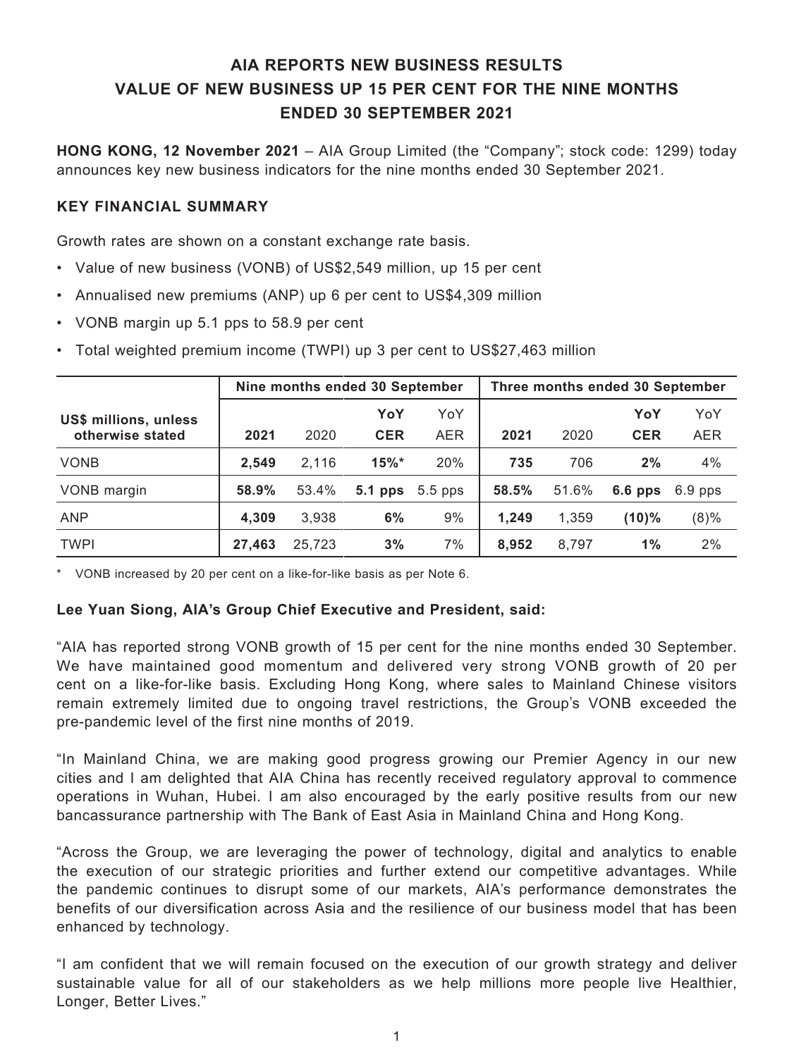# AIA REPORTS NEW BUSINESS RESULTS
# VALUE OF NEW BUSINESS UP 15 PER CENT FOR THE NINE MONTHS ENDED 30 SEPTEMBER 2021

**HONG KONG, 12 November 2021** – AIA Group Limited (the "Company"; stock code: 1299) today announces key new business indicators for the nine months ended 30 September 2021.

## KEY FINANCIAL SUMMARY

Growth rates are shown on a constant exchange rate basis.

- Value of new business (VONB) of US$2,549 million, up 15 per cent
- Annualised new premiums (ANP) up 6 per cent to US$4,309 million
- VONB margin up 5.1 pps to 58.9 per cent
- Total weighted premium income (TWPI) up 3 per cent to US$27,463 million

| US$ millions, unless otherwise stated | Nine months ended 30 September | | | | Three months ended 30 September | | | |
|---|---|---|---|---|---|---|---|---|
| | **2021** | 2020 | **YoY CER** | YoY AER | **2021** | 2020 | **YoY CER** | YoY AER |
| VONB | **2,549** | 2,116 | **15%*** | 20% | **735** | 706 | **2%** | 4% |
| VONB margin | **58.9%** | 53.4% | **5.1 pps** | 5.5 pps | **58.5%** | 51.6% | **6.6 pps** | 6.9 pps |
| ANP | **4,309** | 3,938 | **6%** | 9% | **1,249** | 1,359 | **(10)%** | (8)% |
| TWPI | **27,463** | 25,723 | **3%** | 7% | **8,952** | 8,797 | **1%** | 2% |

\* VONB increased by 20 per cent on a like-for-like basis as per Note 6.

**Lee Yuan Siong, AIA's Group Chief Executive and President, said:**

"AIA has reported strong VONB growth of 15 per cent for the nine months ended 30 September. We have maintained good momentum and delivered very strong VONB growth of 20 per cent on a like-for-like basis. Excluding Hong Kong, where sales to Mainland Chinese visitors remain extremely limited due to ongoing travel restrictions, the Group's VONB exceeded the pre-pandemic level of the first nine months of 2019.

"In Mainland China, we are making good progress growing our Premier Agency in our new cities and I am delighted that AIA China has recently received regulatory approval to commence operations in Wuhan, Hubei. I am also encouraged by the early positive results from our new bancassurance partnership with The Bank of East Asia in Mainland China and Hong Kong.

"Across the Group, we are leveraging the power of technology, digital and analytics to enable the execution of our strategic priorities and further extend our competitive advantages. While the pandemic continues to disrupt some of our markets, AIA's performance demonstrates the benefits of our diversification across Asia and the resilience of our business model that has been enhanced by technology.

"I am confident that we will remain focused on the execution of our growth strategy and deliver sustainable value for all of our stakeholders as we help millions more people live Healthier, Longer, Better Lives."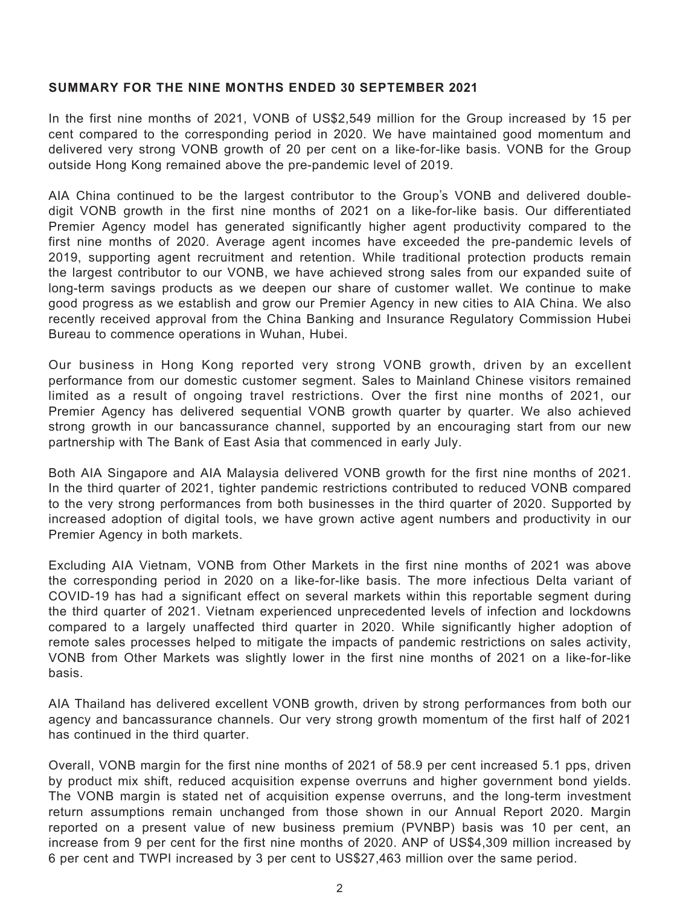## SUMMARY FOR THE NINE MONTHS ENDED 30 SEPTEMBER 2021

In the first nine months of 2021, VONB of US$2,549 million for the Group increased by 15 per cent compared to the corresponding period in 2020. We have maintained good momentum and delivered very strong VONB growth of 20 per cent on a like-for-like basis. VONB for the Group outside Hong Kong remained above the pre-pandemic level of 2019.

AIA China continued to be the largest contributor to the Group's VONB and delivered double-digit VONB growth in the first nine months of 2021 on a like-for-like basis. Our differentiated Premier Agency model has generated significantly higher agent productivity compared to the first nine months of 2020. Average agent incomes have exceeded the pre-pandemic levels of 2019, supporting agent recruitment and retention. While traditional protection products remain the largest contributor to our VONB, we have achieved strong sales from our expanded suite of long-term savings products as we deepen our share of customer wallet. We continue to make good progress as we establish and grow our Premier Agency in new cities to AIA China. We also recently received approval from the China Banking and Insurance Regulatory Commission Hubei Bureau to commence operations in Wuhan, Hubei.

Our business in Hong Kong reported very strong VONB growth, driven by an excellent performance from our domestic customer segment. Sales to Mainland Chinese visitors remained limited as a result of ongoing travel restrictions. Over the first nine months of 2021, our Premier Agency has delivered sequential VONB growth quarter by quarter. We also achieved strong growth in our bancassurance channel, supported by an encouraging start from our new partnership with The Bank of East Asia that commenced in early July.

Both AIA Singapore and AIA Malaysia delivered VONB growth for the first nine months of 2021. In the third quarter of 2021, tighter pandemic restrictions contributed to reduced VONB compared to the very strong performances from both businesses in the third quarter of 2020. Supported by increased adoption of digital tools, we have grown active agent numbers and productivity in our Premier Agency in both markets.

Excluding AIA Vietnam, VONB from Other Markets in the first nine months of 2021 was above the corresponding period in 2020 on a like-for-like basis. The more infectious Delta variant of COVID-19 has had a significant effect on several markets within this reportable segment during the third quarter of 2021. Vietnam experienced unprecedented levels of infection and lockdowns compared to a largely unaffected third quarter in 2020. While significantly higher adoption of remote sales processes helped to mitigate the impacts of pandemic restrictions on sales activity, VONB from Other Markets was slightly lower in the first nine months of 2021 on a like-for-like basis.

AIA Thailand has delivered excellent VONB growth, driven by strong performances from both our agency and bancassurance channels. Our very strong growth momentum of the first half of 2021 has continued in the third quarter.

Overall, VONB margin for the first nine months of 2021 of 58.9 per cent increased 5.1 pps, driven by product mix shift, reduced acquisition expense overruns and higher government bond yields. The VONB margin is stated net of acquisition expense overruns, and the long-term investment return assumptions remain unchanged from those shown in our Annual Report 2020. Margin reported on a present value of new business premium (PVNBP) basis was 10 per cent, an increase from 9 per cent for the first nine months of 2020. ANP of US$4,309 million increased by 6 per cent and TWPI increased by 3 per cent to US$27,463 million over the same period.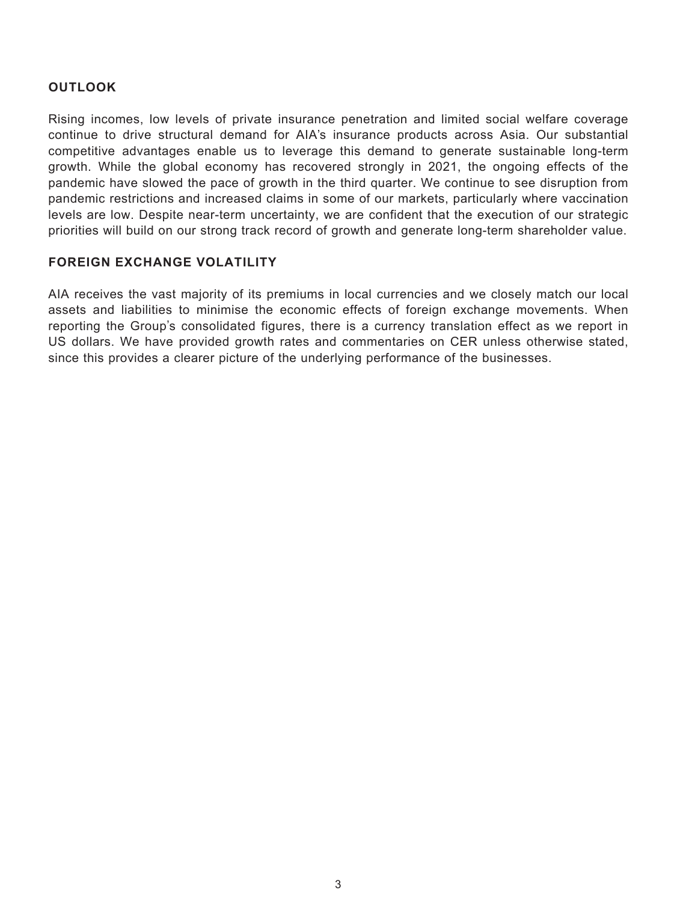## OUTLOOK

Rising incomes, low levels of private insurance penetration and limited social welfare coverage continue to drive structural demand for AIA's insurance products across Asia. Our substantial competitive advantages enable us to leverage this demand to generate sustainable long-term growth. While the global economy has recovered strongly in 2021, the ongoing effects of the pandemic have slowed the pace of growth in the third quarter. We continue to see disruption from pandemic restrictions and increased claims in some of our markets, particularly where vaccination levels are low. Despite near-term uncertainty, we are confident that the execution of our strategic priorities will build on our strong track record of growth and generate long-term shareholder value.

## FOREIGN EXCHANGE VOLATILITY

AIA receives the vast majority of its premiums in local currencies and we closely match our local assets and liabilities to minimise the economic effects of foreign exchange movements. When reporting the Group's consolidated figures, there is a currency translation effect as we report in US dollars. We have provided growth rates and commentaries on CER unless otherwise stated, since this provides a clearer picture of the underlying performance of the businesses.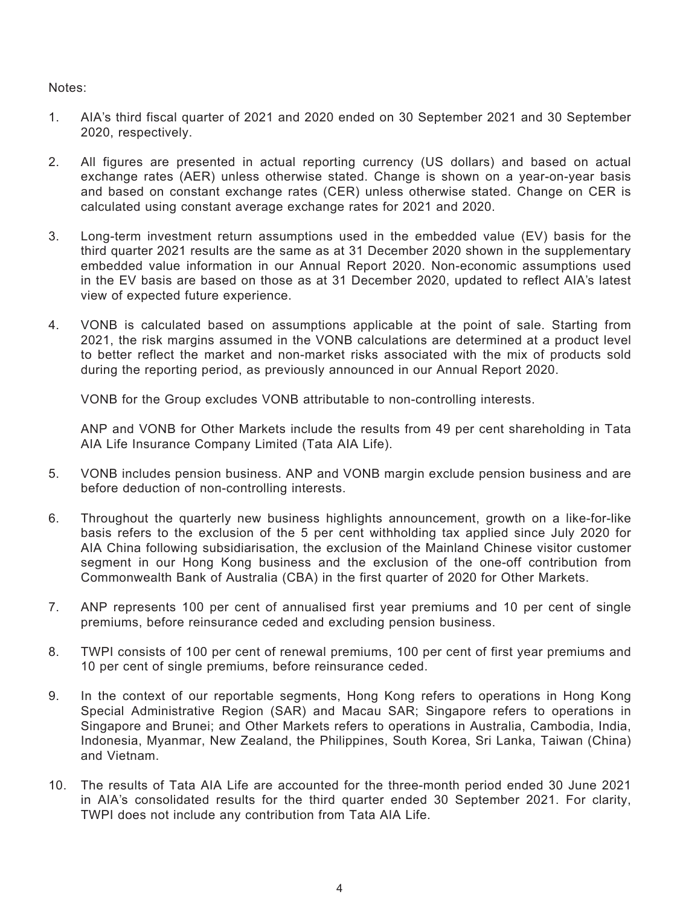Notes:

1. AIA's third fiscal quarter of 2021 and 2020 ended on 30 September 2021 and 30 September 2020, respectively.

2. All figures are presented in actual reporting currency (US dollars) and based on actual exchange rates (AER) unless otherwise stated. Change is shown on a year-on-year basis and based on constant exchange rates (CER) unless otherwise stated. Change on CER is calculated using constant average exchange rates for 2021 and 2020.

3. Long-term investment return assumptions used in the embedded value (EV) basis for the third quarter 2021 results are the same as at 31 December 2020 shown in the supplementary embedded value information in our Annual Report 2020. Non-economic assumptions used in the EV basis are based on those as at 31 December 2020, updated to reflect AIA's latest view of expected future experience.

4. VONB is calculated based on assumptions applicable at the point of sale. Starting from 2021, the risk margins assumed in the VONB calculations are determined at a product level to better reflect the market and non-market risks associated with the mix of products sold during the reporting period, as previously announced in our Annual Report 2020.

   VONB for the Group excludes VONB attributable to non-controlling interests.

   ANP and VONB for Other Markets include the results from 49 per cent shareholding in Tata AIA Life Insurance Company Limited (Tata AIA Life).

5. VONB includes pension business. ANP and VONB margin exclude pension business and are before deduction of non-controlling interests.

6. Throughout the quarterly new business highlights announcement, growth on a like-for-like basis refers to the exclusion of the 5 per cent withholding tax applied since July 2020 for AIA China following subsidiarisation, the exclusion of the Mainland Chinese visitor customer segment in our Hong Kong business and the exclusion of the one-off contribution from Commonwealth Bank of Australia (CBA) in the first quarter of 2020 for Other Markets.

7. ANP represents 100 per cent of annualised first year premiums and 10 per cent of single premiums, before reinsurance ceded and excluding pension business.

8. TWPI consists of 100 per cent of renewal premiums, 100 per cent of first year premiums and 10 per cent of single premiums, before reinsurance ceded.

9. In the context of our reportable segments, Hong Kong refers to operations in Hong Kong Special Administrative Region (SAR) and Macau SAR; Singapore refers to operations in Singapore and Brunei; and Other Markets refers to operations in Australia, Cambodia, India, Indonesia, Myanmar, New Zealand, the Philippines, South Korea, Sri Lanka, Taiwan (China) and Vietnam.

10. The results of Tata AIA Life are accounted for the three-month period ended 30 June 2021 in AIA's consolidated results for the third quarter ended 30 September 2021. For clarity, TWPI does not include any contribution from Tata AIA Life.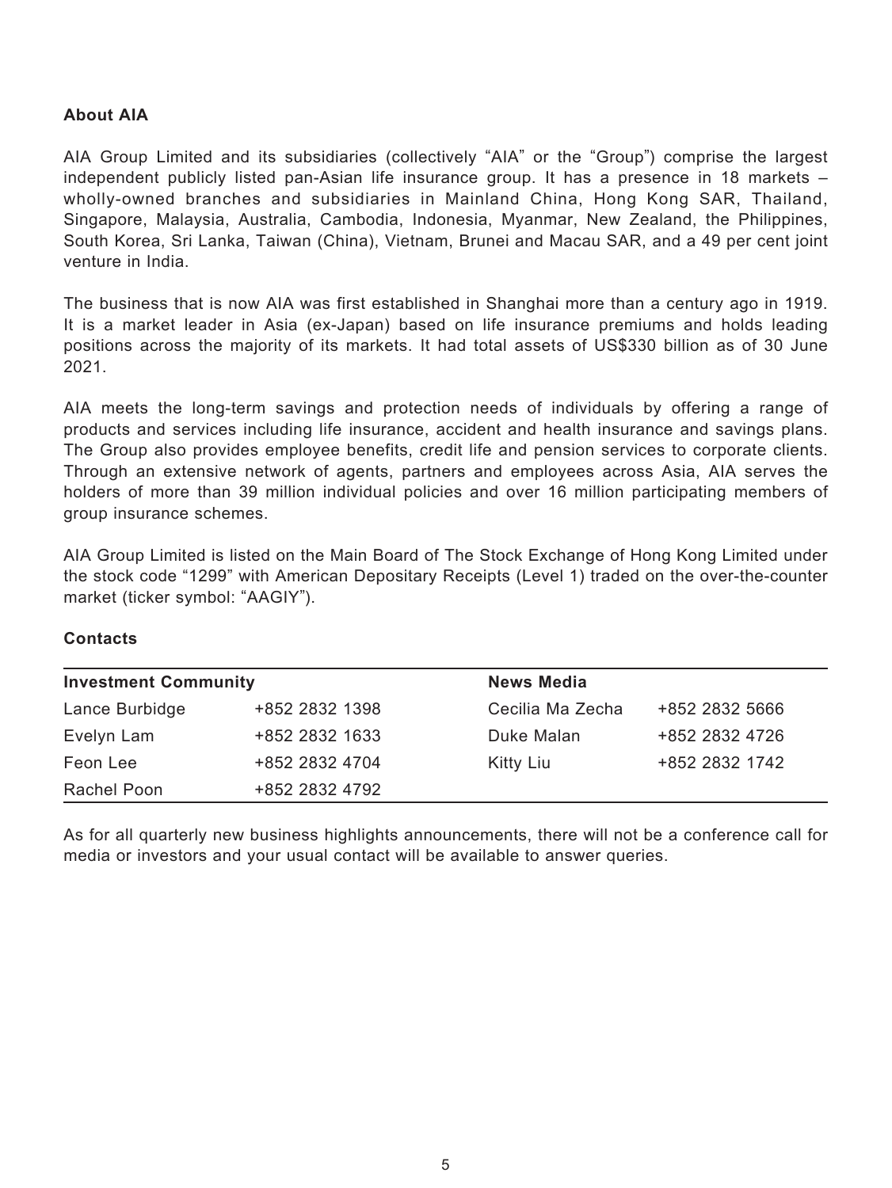## About AIA

AIA Group Limited and its subsidiaries (collectively "AIA" or the "Group") comprise the largest independent publicly listed pan-Asian life insurance group. It has a presence in 18 markets – wholly-owned branches and subsidiaries in Mainland China, Hong Kong SAR, Thailand, Singapore, Malaysia, Australia, Cambodia, Indonesia, Myanmar, New Zealand, the Philippines, South Korea, Sri Lanka, Taiwan (China), Vietnam, Brunei and Macau SAR, and a 49 per cent joint venture in India.

The business that is now AIA was first established in Shanghai more than a century ago in 1919. It is a market leader in Asia (ex-Japan) based on life insurance premiums and holds leading positions across the majority of its markets. It had total assets of US$330 billion as of 30 June 2021.

AIA meets the long-term savings and protection needs of individuals by offering a range of products and services including life insurance, accident and health insurance and savings plans. The Group also provides employee benefits, credit life and pension services to corporate clients. Through an extensive network of agents, partners and employees across Asia, AIA serves the holders of more than 39 million individual policies and over 16 million participating members of group insurance schemes.

AIA Group Limited is listed on the Main Board of The Stock Exchange of Hong Kong Limited under the stock code "1299" with American Depositary Receipts (Level 1) traded on the over-the-counter market (ticker symbol: "AAGIY").

## Contacts

| Investment Community | | News Media | |
|---|---|---|---|
| Lance Burbidge | +852 2832 1398 | Cecilia Ma Zecha | +852 2832 5666 |
| Evelyn Lam | +852 2832 1633 | Duke Malan | +852 2832 4726 |
| Feon Lee | +852 2832 4704 | Kitty Liu | +852 2832 1742 |
| Rachel Poon | +852 2832 4792 | | |

As for all quarterly new business highlights announcements, there will not be a conference call for media or investors and your usual contact will be available to answer queries.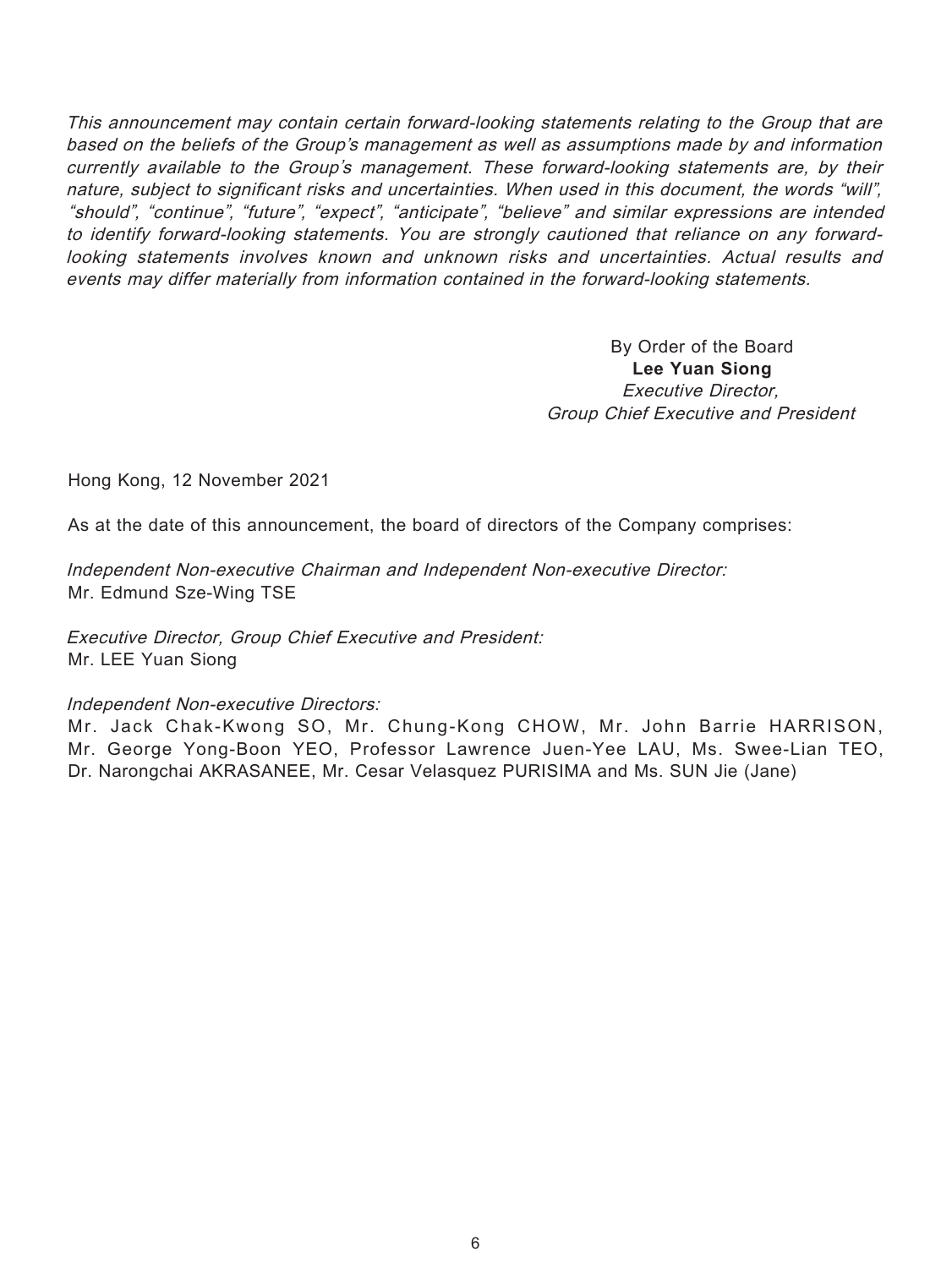*This announcement may contain certain forward-looking statements relating to the Group that are based on the beliefs of the Group's management as well as assumptions made by and information currently available to the Group's management. These forward-looking statements are, by their nature, subject to significant risks and uncertainties. When used in this document, the words "will", "should", "continue", "future", "expect", "anticipate", "believe" and similar expressions are intended to identify forward-looking statements. You are strongly cautioned that reliance on any forward-looking statements involves known and unknown risks and uncertainties. Actual results and events may differ materially from information contained in the forward-looking statements.*

By Order of the Board
**Lee Yuan Siong**
*Executive Director,*
*Group Chief Executive and President*

Hong Kong, 12 November 2021

As at the date of this announcement, the board of directors of the Company comprises:

*Independent Non-executive Chairman and Independent Non-executive Director:*
Mr. Edmund Sze-Wing TSE

*Executive Director, Group Chief Executive and President:*
Mr. LEE Yuan Siong

*Independent Non-executive Directors:*
Mr. Jack Chak-Kwong SO, Mr. Chung-Kong CHOW, Mr. John Barrie HARRISON, Mr. George Yong-Boon YEO, Professor Lawrence Juen-Yee LAU, Ms. Swee-Lian TEO, Dr. Narongchai AKRASANEE, Mr. Cesar Velasquez PURISIMA and Ms. SUN Jie (Jane)